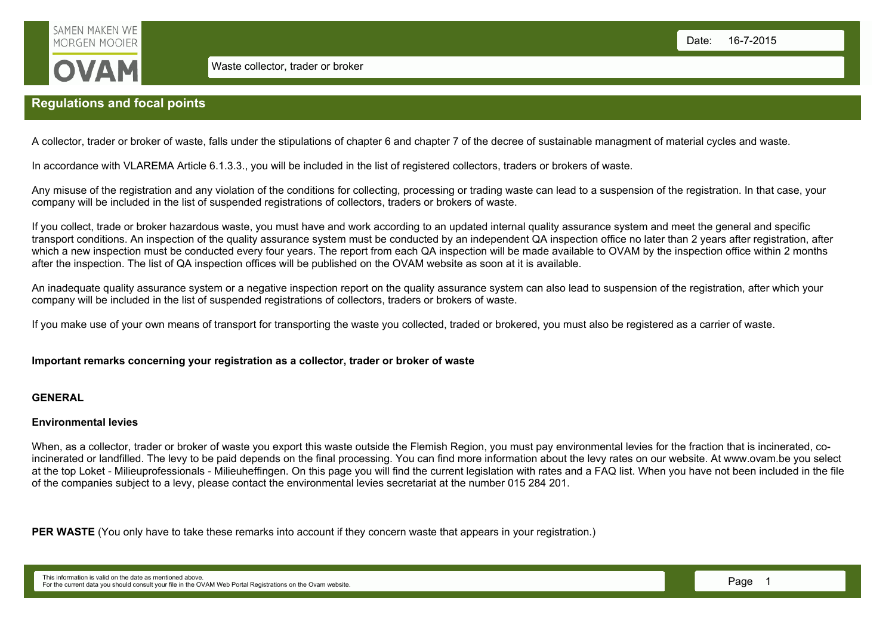SAMEN MAKEN WE MORGEN MOOIER

OVAM

Waste collector, trader or broker

Date: 16-7-2015

## Regulations and focal points

A collector, trader or broker of waste, falls under the stipulations of chapter 6 and chapter 7 of the decree of sustainable managment of material cycles and waste.

In accordance with VLAREMA Article 6.1.3.3., you will be included in the list of registered collectors, traders or brokers of waste.

Any misuse of the registration and any violation of the conditions for collecting, processing or trading waste can lead to a suspension of the registration. In that case, your company will be included in the list of suspended registrations of collectors, traders or brokers of waste.

If you collect, trade or broker hazardous waste, you must have and work according to an updated internal quality assurance system and meet the general and specific transport conditions. An inspection of the quality assurance system must be conducted by an independent QA inspection office no later than 2 years after registration, after which a new inspection must be conducted every four years. The report from each QA inspection will be made available to OVAM by the inspection office within 2 months after the inspection. The list of QA inspection offices will be published on the OVAM website as soon at it is available.

An inadequate quality assurance system or a negative inspection report on the quality assurance system can also lead to suspension of the registration, after which your company will be included in the list of suspended registrations of collectors, traders or brokers of waste.

If you make use of your own means of transport for transporting the waste you collected, traded or brokered, you must also be registered as a carrier of waste.

**Important remarks concerning your registration as a collector, trader or broker of waste**

**GENERAL**

**Environmental levies**

When, as a collector, trader or broker of waste you export this waste outside the Flemish Region, you must pay environmental levies for the fraction that is incinerated, co-incinerated or landfilled. The levy to be paid depends on the final processing. You can find more information about the levy rates on our website. At www.ovam.be you select at the top Loket - Milieuprofessionals - Milieuheffingen. On this page you will find the current legislation with rates and a FAQ list. When you have not been included in the file of the companies subject to a levy, please contact the environmental levies secretariat at the number 015 284 201.

**PER WASTE** (You only have to take these remarks into account if they concern waste that appears in your registration.)

This information is valid on the date as mentioned above.
For the current data you should consult your file in the OVAM Web Portal Registrations on the Ovam website.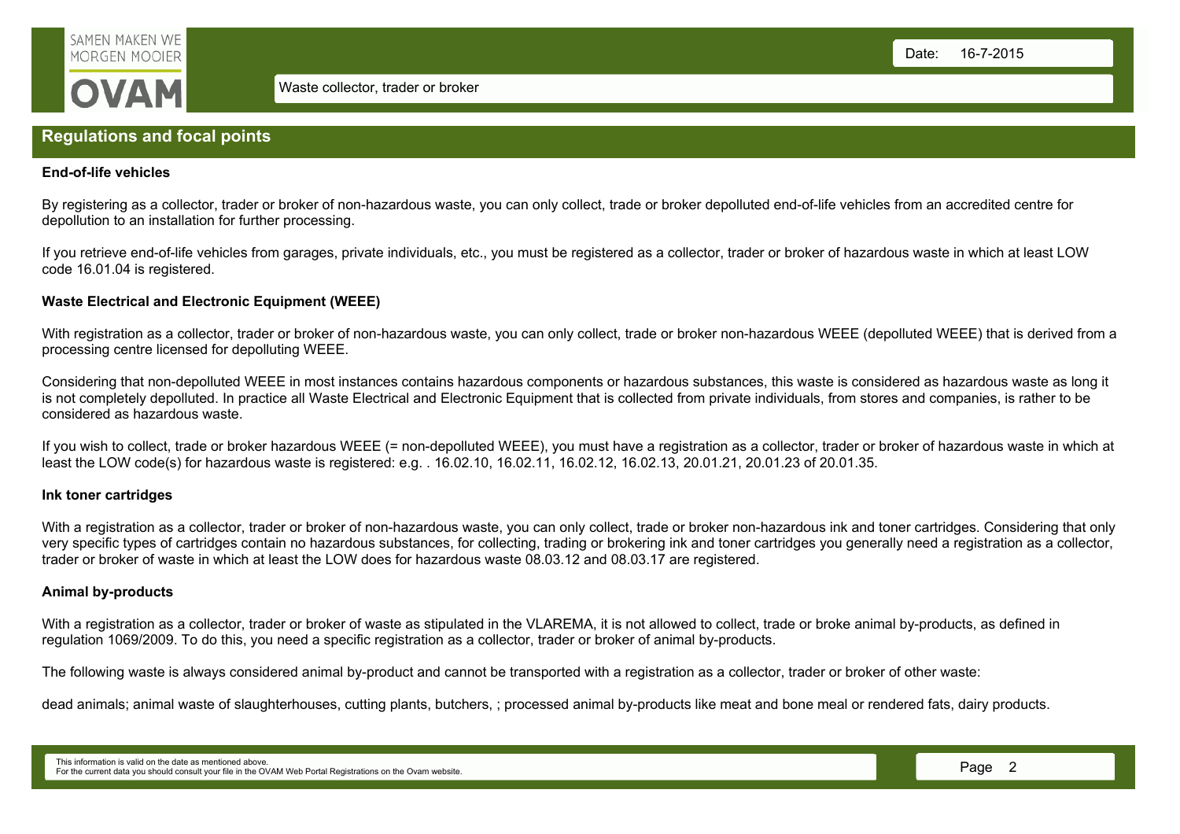## Regulations and focal points

**End-of-life vehicles**

By registering as a collector, trader or broker of non-hazardous waste, you can only collect, trade or broker depolluted end-of-life vehicles from an accredited centre for depollution to an installation for further processing.

If you retrieve end-of-life vehicles from garages, private individuals, etc., you must be registered as a collector, trader or broker of hazardous waste in which at least LOW code 16.01.04 is registered.

**Waste Electrical and Electronic Equipment (WEEE)**

With registration as a collector, trader or broker of non-hazardous waste, you can only collect, trade or broker non-hazardous WEEE (depolluted WEEE) that is derived from a processing centre licensed for depolluting WEEE.

Considering that non-depolluted WEEE in most instances contains hazardous components or hazardous substances, this waste is considered as hazardous waste as long it is not completely depolluted. In practice all Waste Electrical and Electronic Equipment that is collected from private individuals, from stores and companies, is rather to be considered as hazardous waste.

If you wish to collect, trade or broker hazardous WEEE (= non-depolluted WEEE), you must have a registration as a collector, trader or broker of hazardous waste in which at least the LOW code(s) for hazardous waste is registered: e.g. . 16.02.10, 16.02.11, 16.02.12, 16.02.13, 20.01.21, 20.01.23 of 20.01.35.

**Ink toner cartridges**

With a registration as a collector, trader or broker of non-hazardous waste, you can only collect, trade or broker non-hazardous ink and toner cartridges. Considering that only very specific types of cartridges contain no hazardous substances, for collecting, trading or brokering ink and toner cartridges you generally need a registration as a collector, trader or broker of waste in which at least the LOW does for hazardous waste 08.03.12 and 08.03.17 are registered.

**Animal by-products**

With a registration as a collector, trader or broker of waste as stipulated in the VLAREMA, it is not allowed to collect, trade or broke animal by-products, as defined in regulation 1069/2009. To do this, you need a specific registration as a collector, trader or broker of animal by-products.

The following waste is always considered animal by-product and cannot be transported with a registration as a collector, trader or broker of other waste:

dead animals; animal waste of slaughterhouses, cutting plants, butchers, ; processed animal by-products like meat and bone meal or rendered fats, dairy products.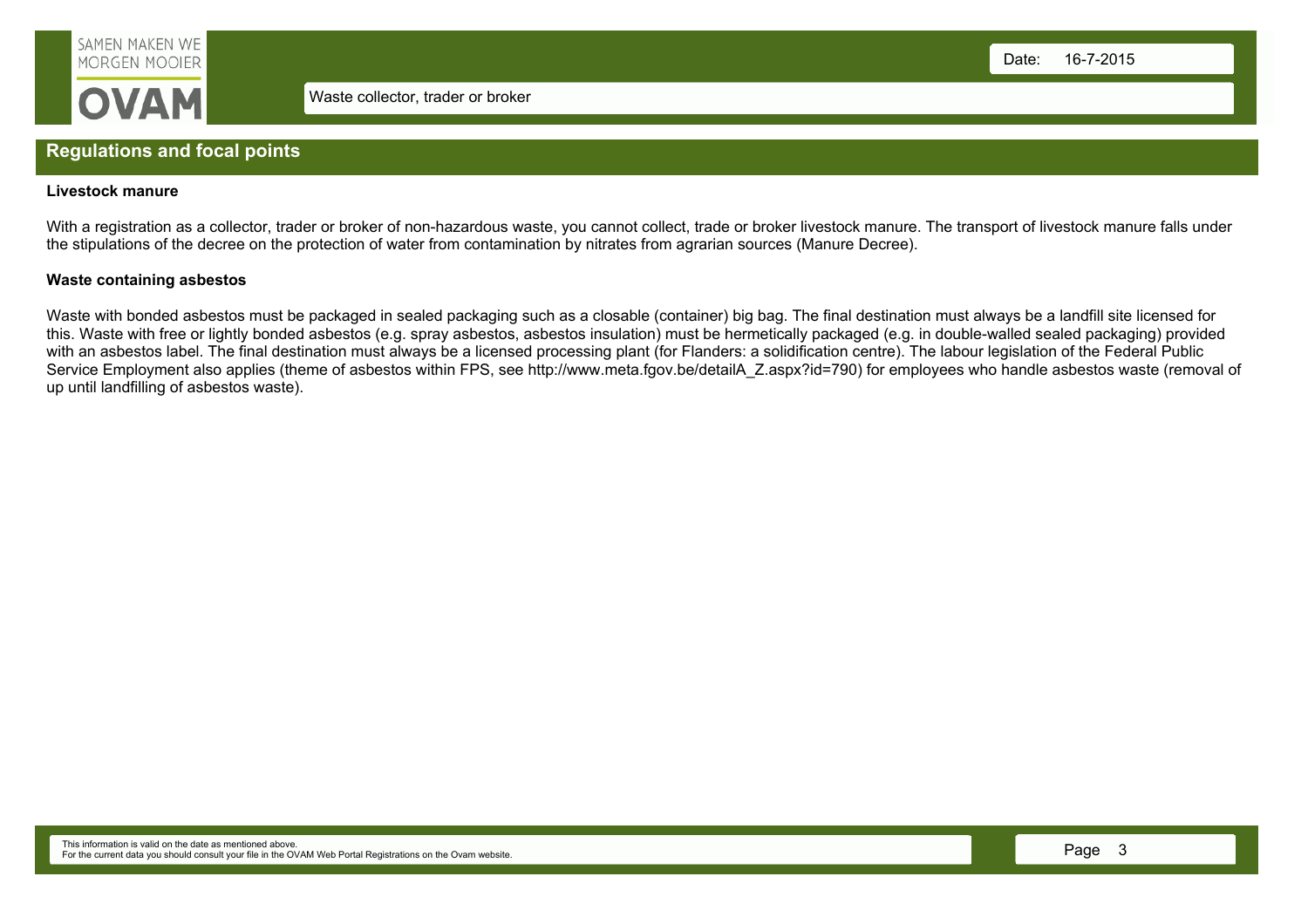## Regulations and focal points

**Livestock manure**

With a registration as a collector, trader or broker of non-hazardous waste, you cannot collect, trade or broker livestock manure. The transport of livestock manure falls under the stipulations of the decree on the protection of water from contamination by nitrates from agrarian sources (Manure Decree).

**Waste containing asbestos**

Waste with bonded asbestos must be packaged in sealed packaging such as a closable (container) big bag. The final destination must always be a landfill site licensed for this. Waste with free or lightly bonded asbestos (e.g. spray asbestos, asbestos insulation) must be hermetically packaged (e.g. in double-walled sealed packaging) provided with an asbestos label. The final destination must always be a licensed processing plant (for Flanders: a solidification centre). The labour legislation of the Federal Public Service Employment also applies (theme of asbestos within FPS, see http://www.meta.fgov.be/detailA_Z.aspx?id=790) for employees who handle asbestos waste (removal of up until landfilling of asbestos waste).